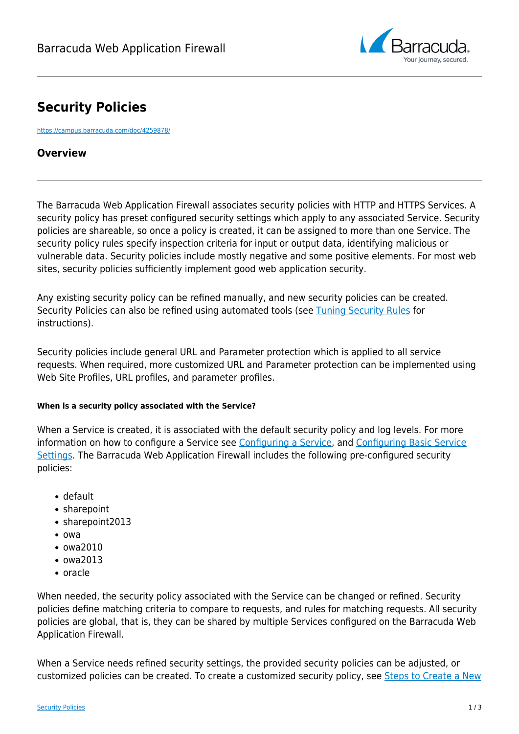# Security Policies

https://campus.barracuda.com/doc/4259878/

## Overview

The Barracuda Web Application Firewall associates security policies with HTTP and HTTPS Services. A security policy has preset configured security settings which apply to any associated Service. Security policies are shareable, so once a policy is created, it can be assigned to more than one Service. The security policy rules specify inspection criteria for input or output data, identifying malicious or vulnerable data. Security policies include mostly negative and some positive elements. For most web sites, security policies sufficiently implement good web application security.

Any existing security policy can be refined manually, and new security policies can be created. Security Policies can also be refined using automated tools (see Tuning Security Rules for instructions).

Security policies include general URL and Parameter protection which is applied to all service requests. When required, more customized URL and Parameter protection can be implemented using Web Site Profiles, URL profiles, and parameter profiles.

#### When is a security policy associated with the Service?

When a Service is created, it is associated with the default security policy and log levels. For more information on how to configure a Service see Configuring a Service, and Configuring Basic Service Settings. The Barracuda Web Application Firewall includes the following pre-configured security policies:

- default
- sharepoint
- sharepoint2013
- owa
- owa2010
- owa2013
- oracle

When needed, the security policy associated with the Service can be changed or refined. Security policies define matching criteria to compare to requests, and rules for matching requests. All security policies are global, that is, they can be shared by multiple Services configured on the Barracuda Web Application Firewall.

When a Service needs refined security settings, the provided security policies can be adjusted, or customized policies can be created. To create a customized security policy, see Steps to Create a New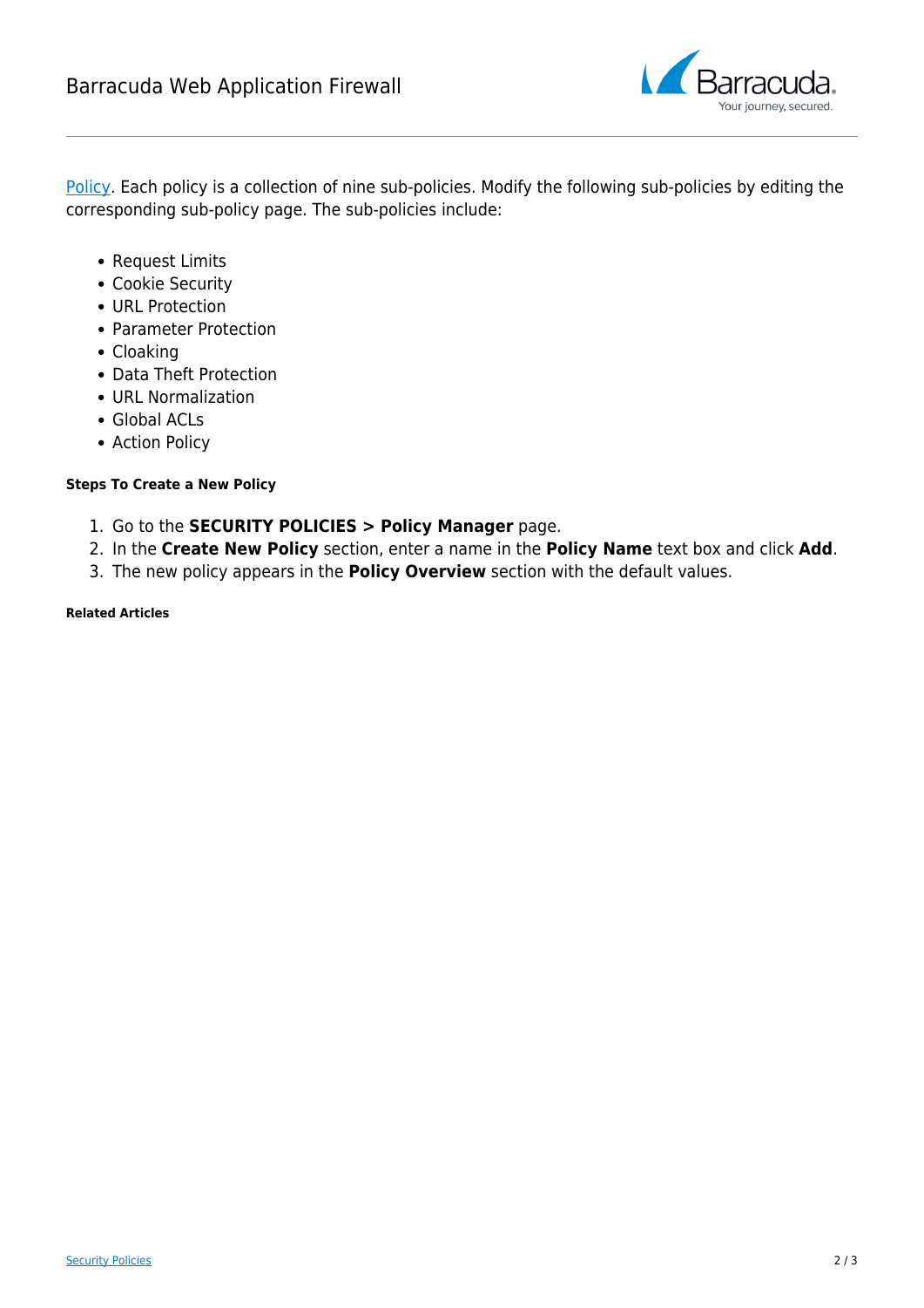Policy. Each policy is a collection of nine sub-policies. Modify the following sub-policies by editing the corresponding sub-policy page. The sub-policies include:

- Request Limits
- Cookie Security
- URL Protection
- Parameter Protection
- Cloaking
- Data Theft Protection
- URL Normalization
- Global ACLs
- Action Policy

#### Steps To Create a New Policy

1. Go to the **SECURITY POLICIES > Policy Manager** page.
2. In the **Create New Policy** section, enter a name in the **Policy Name** text box and click **Add**.
3. The new policy appears in the **Policy Overview** section with the default values.

#### Related Articles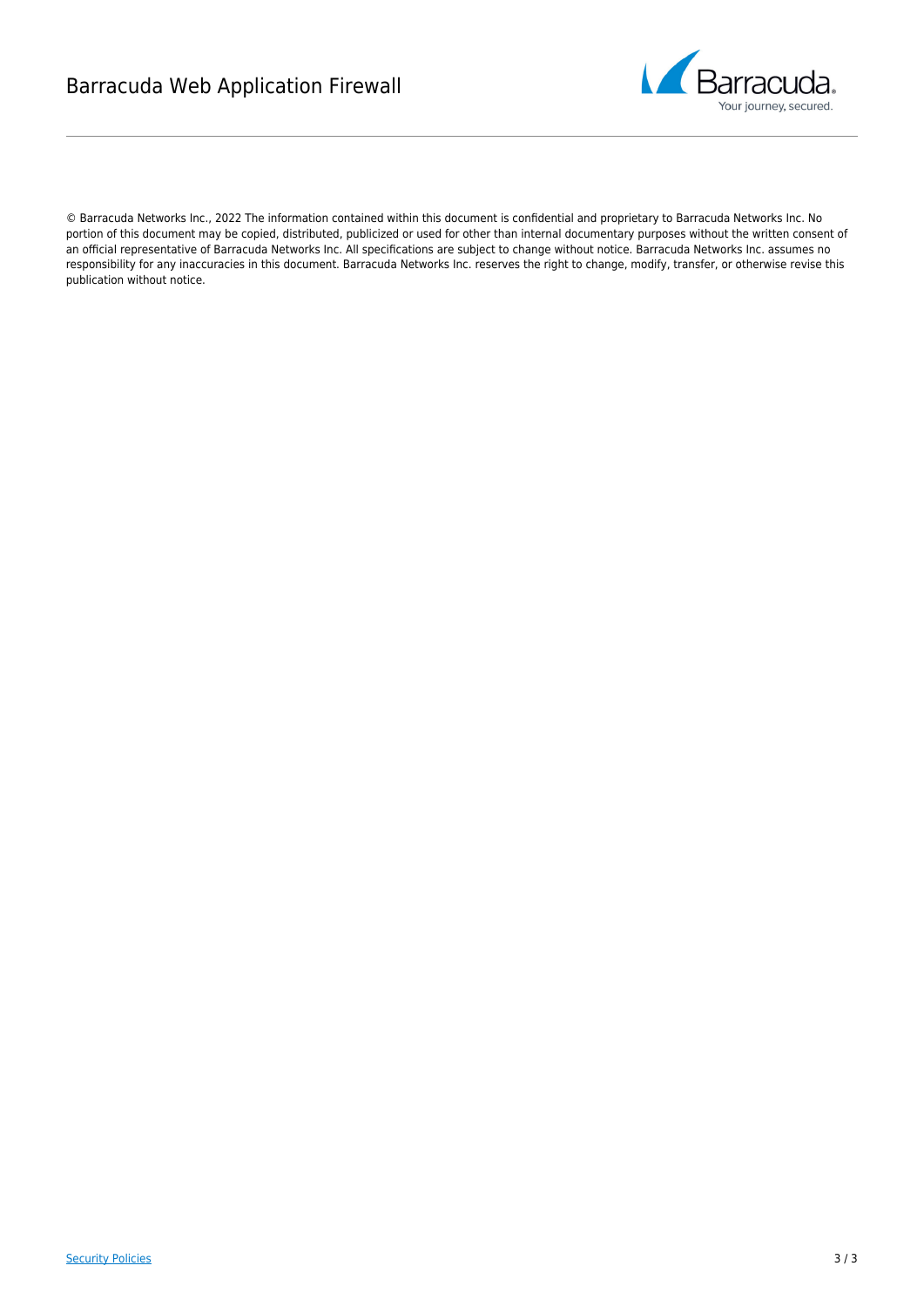© Barracuda Networks Inc., 2022 The information contained within this document is confidential and proprietary to Barracuda Networks Inc. No portion of this document may be copied, distributed, publicized or used for other than internal documentary purposes without the written consent of an official representative of Barracuda Networks Inc. All specifications are subject to change without notice. Barracuda Networks Inc. assumes no responsibility for any inaccuracies in this document. Barracuda Networks Inc. reserves the right to change, modify, transfer, or otherwise revise this publication without notice.